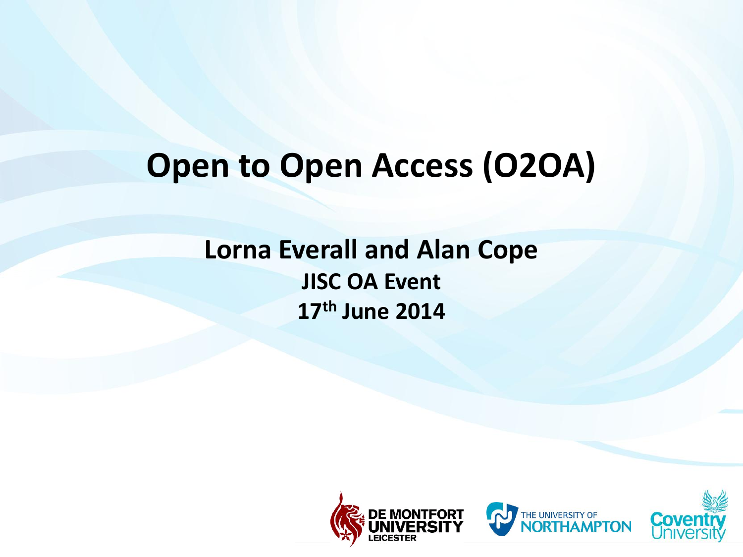# Open to Open Access (O2OA)

**Lorna Everall and Alan Cope**

**JISC OA Event**

**17th June 2014**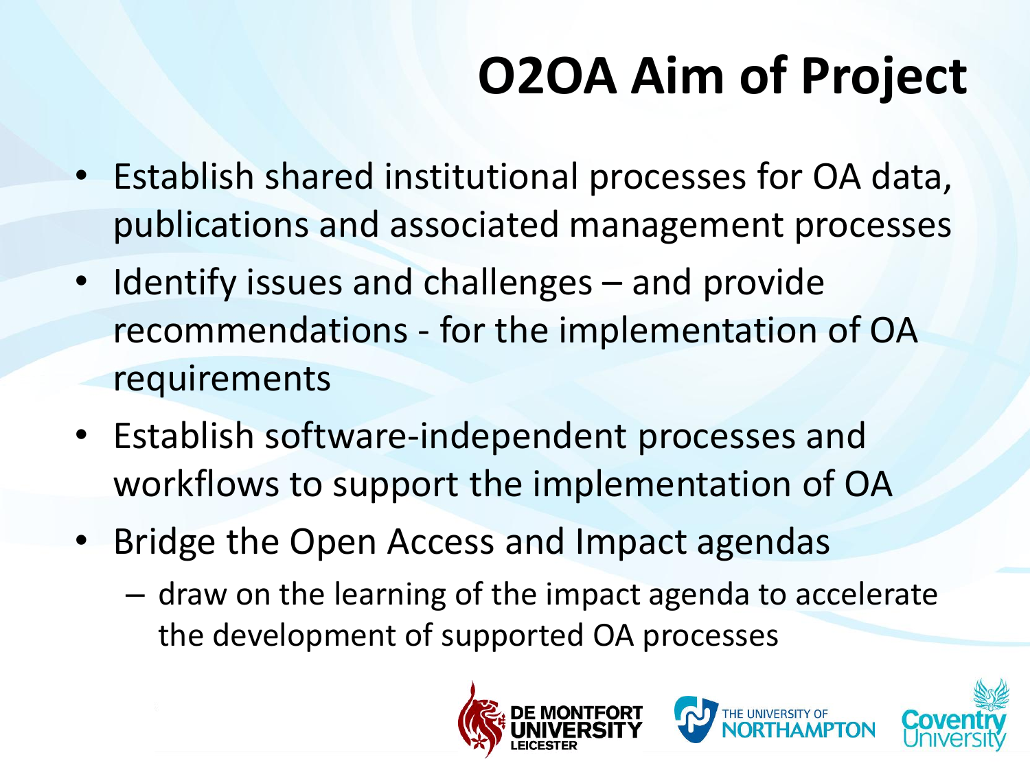# O2OA Aim of Project

- Establish shared institutional processes for OA data, publications and associated management processes
- Identify issues and challenges – and provide recommendations - for the implementation of OA requirements
- Establish software-independent processes and workflows to support the implementation of OA
- Bridge the Open Access and Impact agendas
  – draw on the learning of the impact agenda to accelerate the development of supported OA processes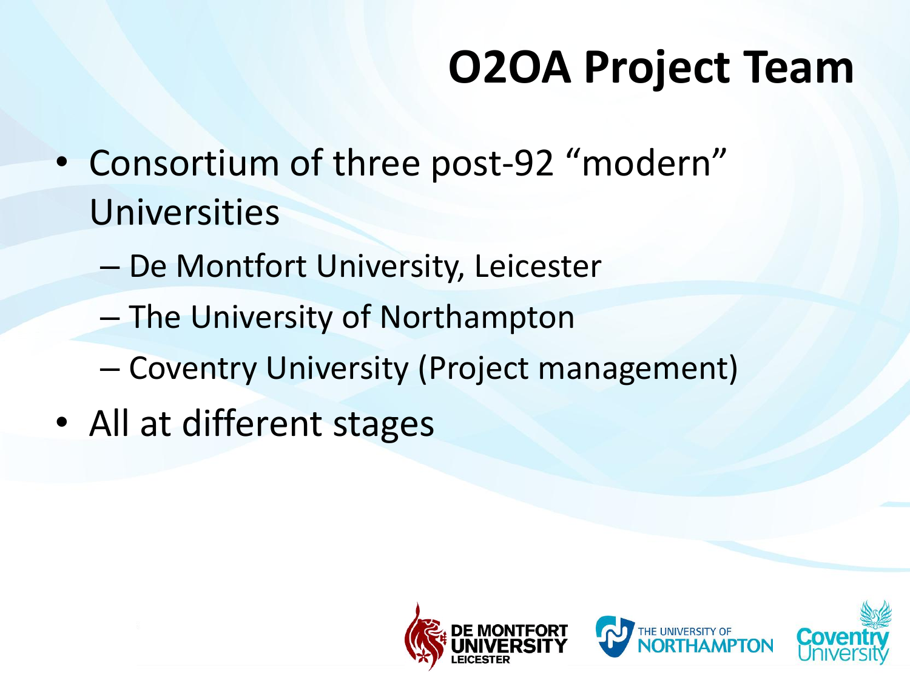# O2OA Project Team

- Consortium of three post-92 “modern” Universities
  - De Montfort University, Leicester
  - The University of Northampton
  - Coventry University (Project management)
- All at different stages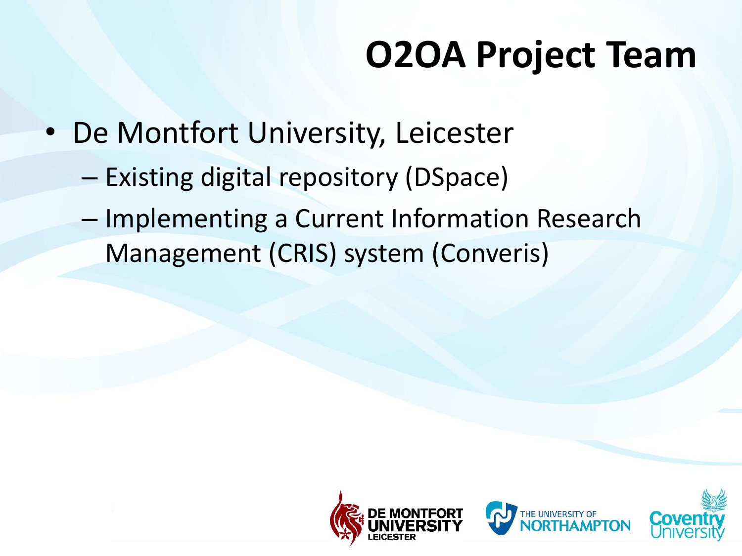# O2OA Project Team

- De Montfort University, Leicester
  - Existing digital repository (DSpace)
  - Implementing a Current Information Research Management (CRIS) system (Converis)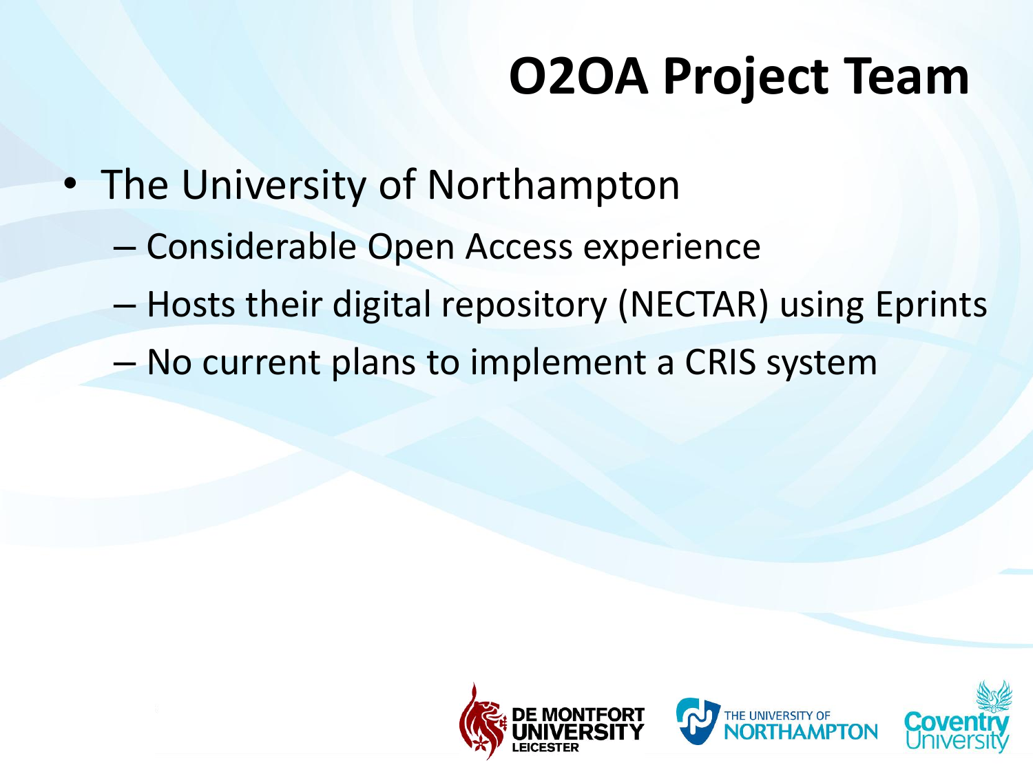# O2OA Project Team

- The University of Northampton
  - Considerable Open Access experience
  - Hosts their digital repository (NECTAR) using Eprints
  - No current plans to implement a CRIS system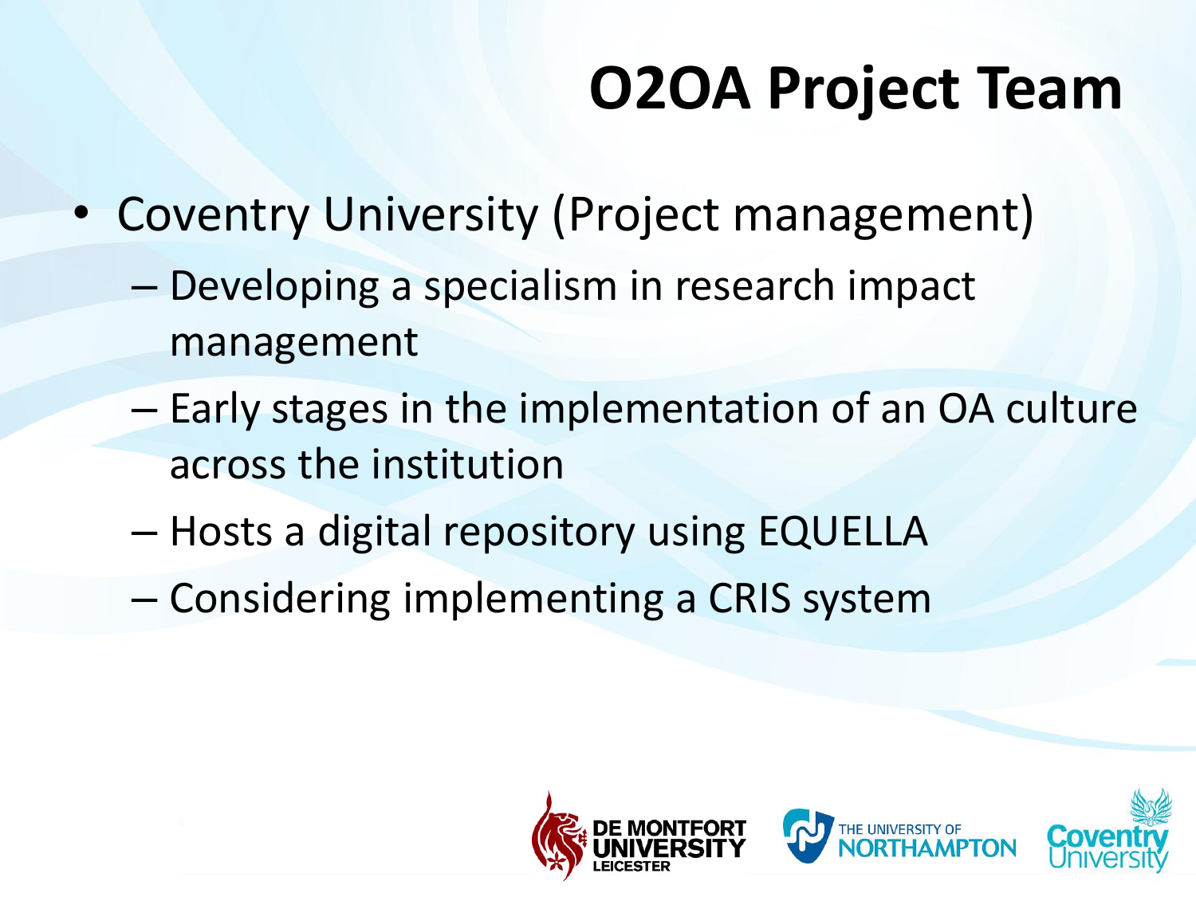# O2OA Project Team

- Coventry University (Project management)
  - Developing a specialism in research impact management
  - Early stages in the implementation of an OA culture across the institution
  - Hosts a digital repository using EQUELLA
  - Considering implementing a CRIS system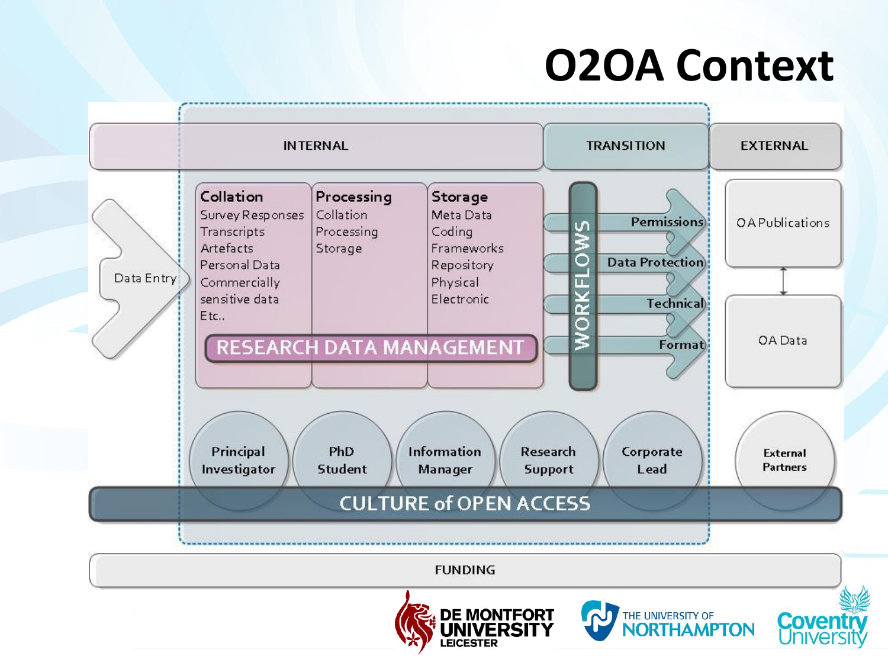# O2OA Context

INTERNAL | TRANSITION | EXTERNAL

Data Entry

**Collation**
- Survey Responses
- Transcripts
- Artefacts
- Personal Data
- Commercially sensitive data
- Etc..

**Processing**
- Collation
- Processing
- Storage

**Storage**
- Meta Data
- Coding
- Frameworks
- Repository
- Physical
- Electronic

RESEARCH DATA MANAGEMENT

WORKFLOWS

- Permissions
- Data Protection
- Technical
- Format

OA Publications

OA Data

Principal Investigator

PhD Student

Information Manager

Research Support

Corporate Lead

External Partners

CULTURE of OPEN ACCESS

FUNDING

DE MONTFORT UNIVERSITY LEICESTER

THE UNIVERSITY OF NORTHAMPTON

Coventry University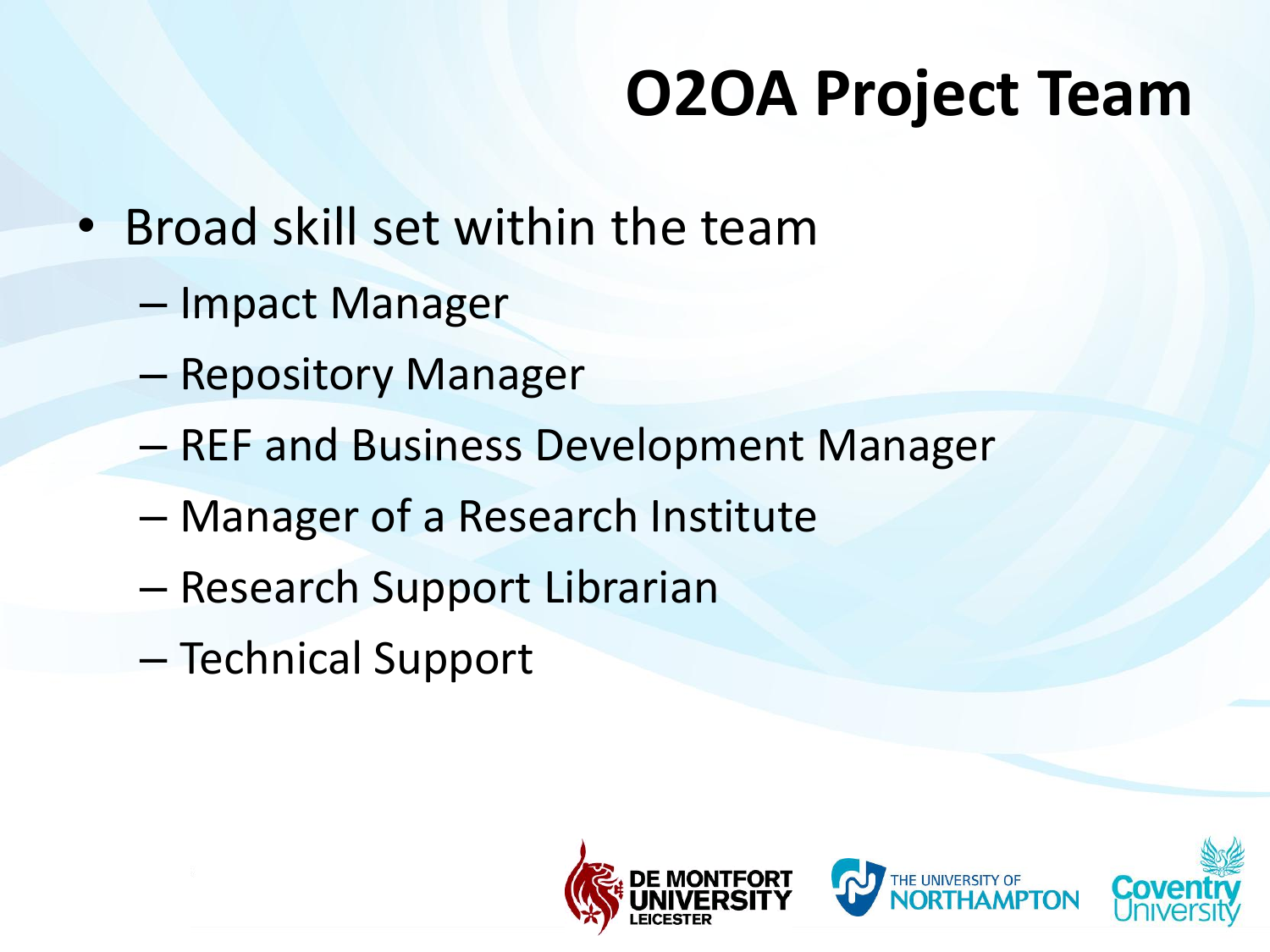# O2OA Project Team

- Broad skill set within the team
  - Impact Manager
  - Repository Manager
  - REF and Business Development Manager
  - Manager of a Research Institute
  - Research Support Librarian
  - Technical Support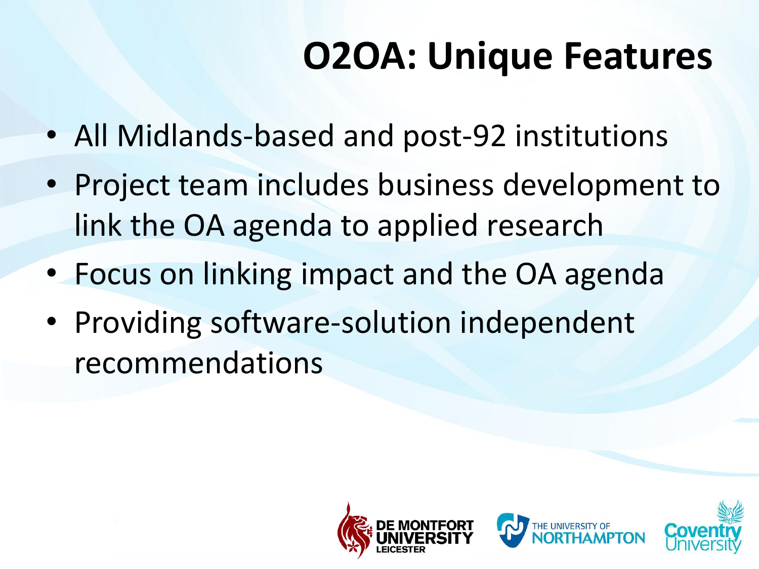# O2OA: Unique Features

- All Midlands-based and post-92 institutions
- Project team includes business development to link the OA agenda to applied research
- Focus on linking impact and the OA agenda
- Providing software-solution independent recommendations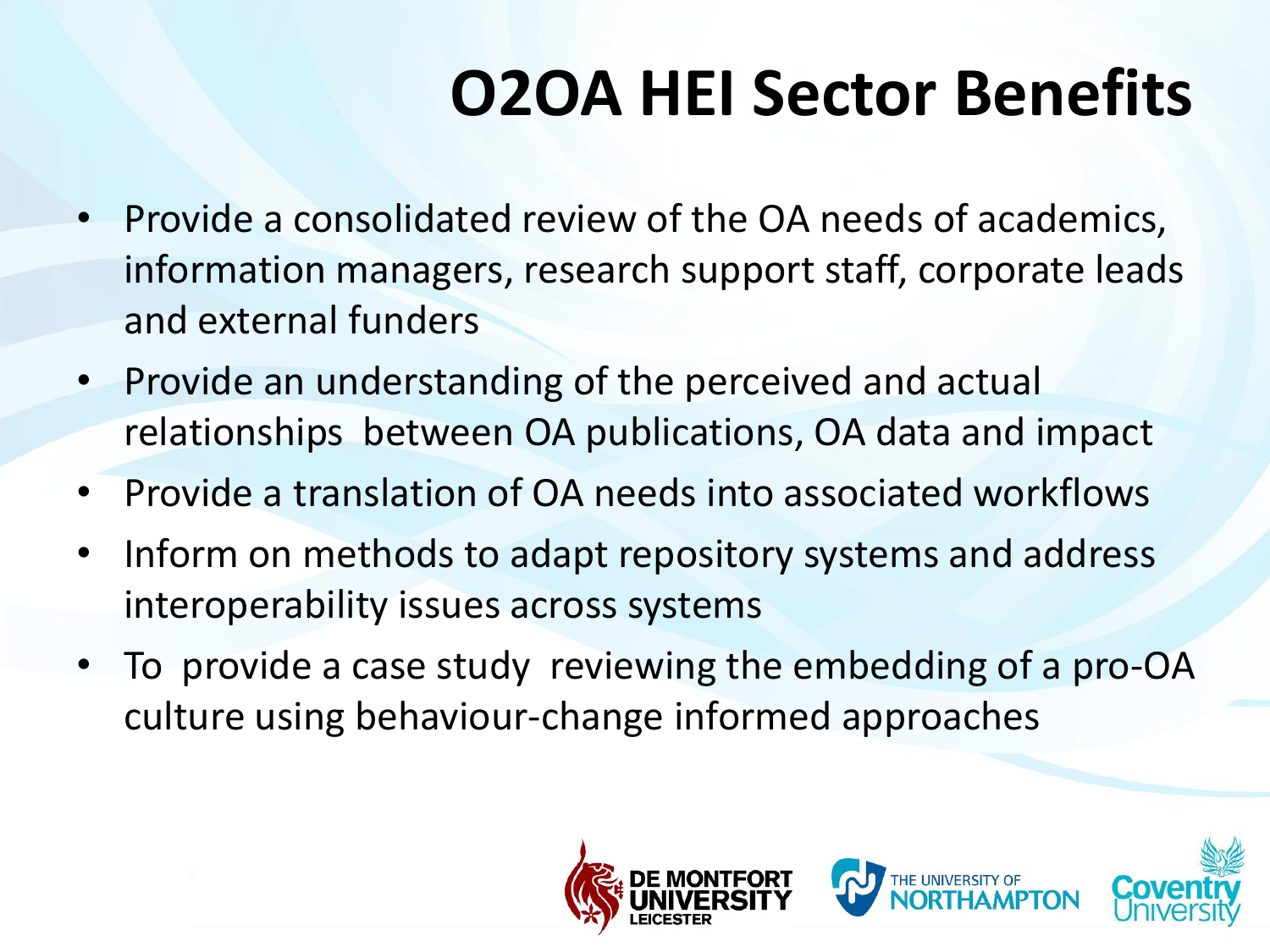# O2OA HEI Sector Benefits

- Provide a consolidated review of the OA needs of academics, information managers, research support staff, corporate leads and external funders
- Provide an understanding of the perceived and actual relationships between OA publications, OA data and impact
- Provide a translation of OA needs into associated workflows
- Inform on methods to adapt repository systems and address interoperability issues across systems
- To provide a case study reviewing the embedding of a pro-OA culture using behaviour-change informed approaches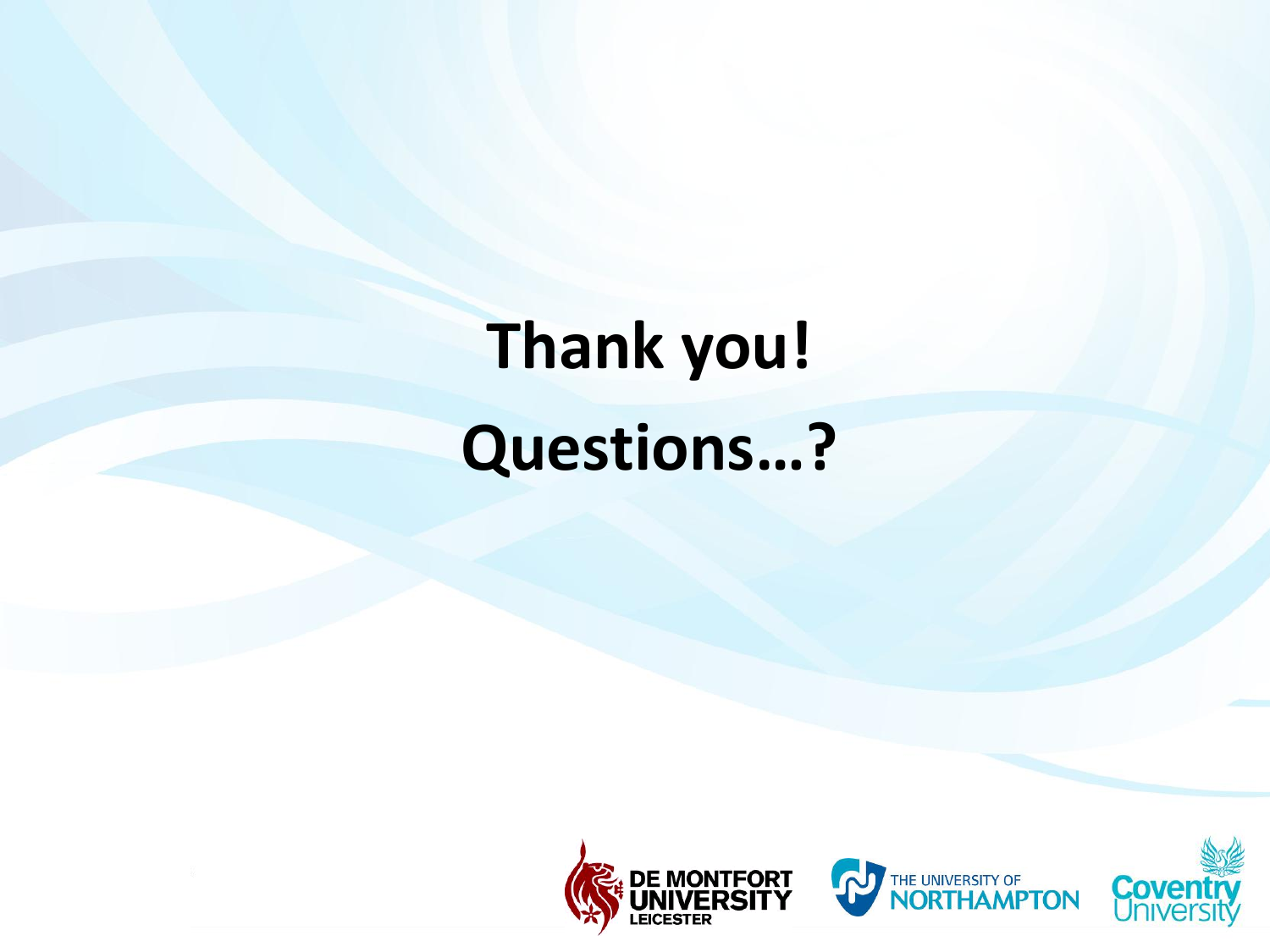# Thank you!

# Questions…?

DE MONTFORT UNIVERSITY LEICESTER

THE UNIVERSITY OF NORTHAMPTON

Coventry University